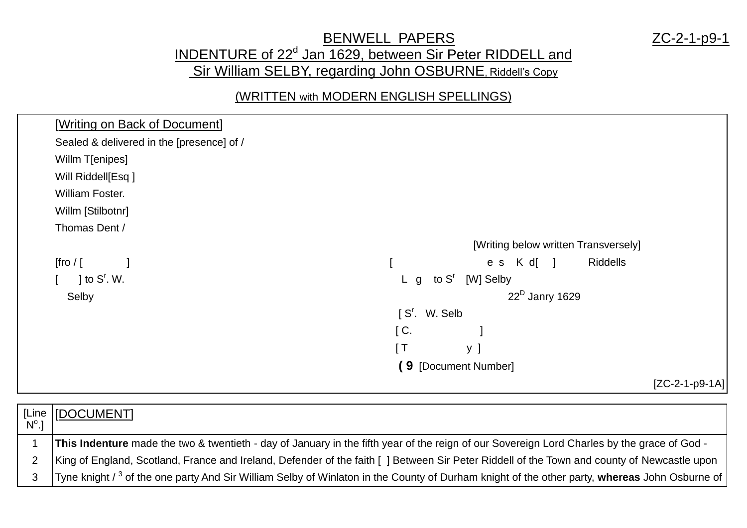# BENWELL PAPERS

ZC-2-1-p9-1

## INDENTURE of 22d Jan 1629, between Sir Peter RIDDELL and Sir William SELBY, regarding John OSBURNE, Riddell's Copy

(WRITTEN with MODERN ENGLISH SPELLINGS)

[Writing on Back of Document]

Sealed & delivered in the [presence] of /
Willm T[enipes]
Will Riddell[Esq ]
William Foster.
Willm [Stilbotnr]
Thomas Dent /

[Writing below written Transversely]

[fro / [ ]
[ ] to Sr. W.
Selby

[ e s K d[ ] Riddells
L g to Sr [W] Selby
22D Janry 1629
[ Sr. W. Selb
[ C. ]
[ T y ]
( 9 [Document Number]

[ZC-2-1-p9-1A]

| [Line No.] | [DOCUMENT] |
|---|---|
| 1 | **This Indenture** made the two & twentieth - day of January in the fifth year of the reign of our Sovereign Lord Charles by the grace of God - |
| 2 | King of England, Scotland, France and Ireland, Defender of the faith [ ] Between Sir Peter Riddell of the Town and county of Newcastle upon |
| 3 | Tyne knight / 3 of the one party And Sir William Selby of Winlaton in the County of Durham knight of the other party, **whereas** John Osburne of |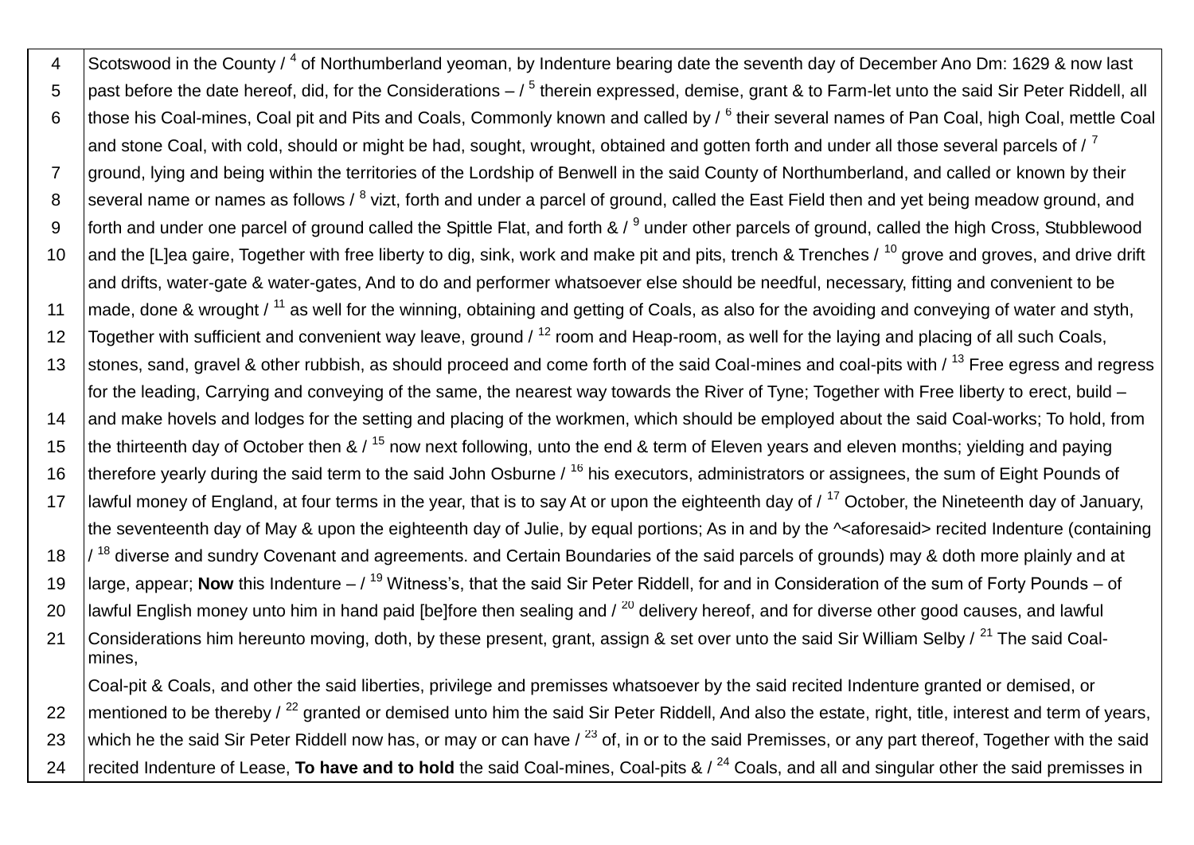| | |
|---|---|
| 4 | Scotswood in the County / [4] of Northumberland yeoman, by Indenture bearing date the seventh day of December Ano Dm: 1629 & now last |
| 5 | past before the date hereof, did, for the Considerations – / [5] therein expressed, demise, grant & to Farm-let unto the said Sir Peter Riddell, all |
| 6 | those his Coal-mines, Coal pit and Pits and Coals, Commonly known and called by / [6] their several names of Pan Coal, high Coal, mettle Coal |
| | and stone Coal, with cold, should or might be had, sought, wrought, obtained and gotten forth and under all those several parcels of / [7] |
| 7 | ground, lying and being within the territories of the Lordship of Benwell in the said County of Northumberland, and called or known by their |
| 8 | several name or names as follows / [8] vizt, forth and under a parcel of ground, called the East Field then and yet being meadow ground, and |
| 9 | forth and under one parcel of ground called the Spittle Flat, and forth & / [9] under other parcels of ground, called the high Cross, Stubblewood |
| 10 | and the [L]ea gaire, Together with free liberty to dig, sink, work and make pit and pits, trench & Trenches / [10] grove and groves, and drive drift |
| | and drifts, water-gate & water-gates, And to do and performer whatsoever else should be needful, necessary, fitting and convenient to be |
| 11 | made, done & wrought / [11] as well for the winning, obtaining and getting of Coals, as also for the avoiding and conveying of water and styth, |
| 12 | Together with sufficient and convenient way leave, ground / [12] room and Heap-room, as well for the laying and placing of all such Coals, |
| 13 | stones, sand, gravel & other rubbish, as should proceed and come forth of the said Coal-mines and coal-pits with / [13] Free egress and regress |
| | for the leading, Carrying and conveying of the same, the nearest way towards the River of Tyne; Together with Free liberty to erect, build – |
| 14 | and make hovels and lodges for the setting and placing of the workmen, which should be employed about the said Coal-works; To hold, from |
| 15 | the thirteenth day of October then & / [15] now next following, unto the end & term of Eleven years and eleven months; yielding and paying |
| 16 | therefore yearly during the said term to the said John Osburne / [16] his executors, administrators or assignees, the sum of Eight Pounds of |
| 17 | lawful money of England, at four terms in the year, that is to say At or upon the eighteenth day of / [17] October, the Nineteenth day of January, |
| | the seventeenth day of May & upon the eighteenth day of Julie, by equal portions; As in and by the ^<aforesaid> recited Indenture (containing |
| 18 | / [18] diverse and sundry Covenant and agreements. and Certain Boundaries of the said parcels of grounds) may & doth more plainly and at |
| 19 | large, appear; **Now** this Indenture – / [19] Witness's, that the said Sir Peter Riddell, for and in Consideration of the sum of Forty Pounds – of |
| 20 | lawful English money unto him in hand paid [be]fore then sealing and / [20] delivery hereof, and for diverse other good causes, and lawful |
| 21 | Considerations him hereunto moving, doth, by these present, grant, assign & set over unto the said Sir William Selby / [21] The said Coal-mines, |
| | Coal-pit & Coals, and other the said liberties, privilege and premisses whatsoever by the said recited Indenture granted or demised, or |
| 22 | mentioned to be thereby / [22] granted or demised unto him the said Sir Peter Riddell, And also the estate, right, title, interest and term of years, |
| 23 | which he the said Sir Peter Riddell now has, or may or can have / [23] of, in or to the said Premisses, or any part thereof, Together with the said |
| 24 | recited Indenture of Lease, **To have and to hold** the said Coal-mines, Coal-pits & / [24] Coals, and all and singular other the said premisses in |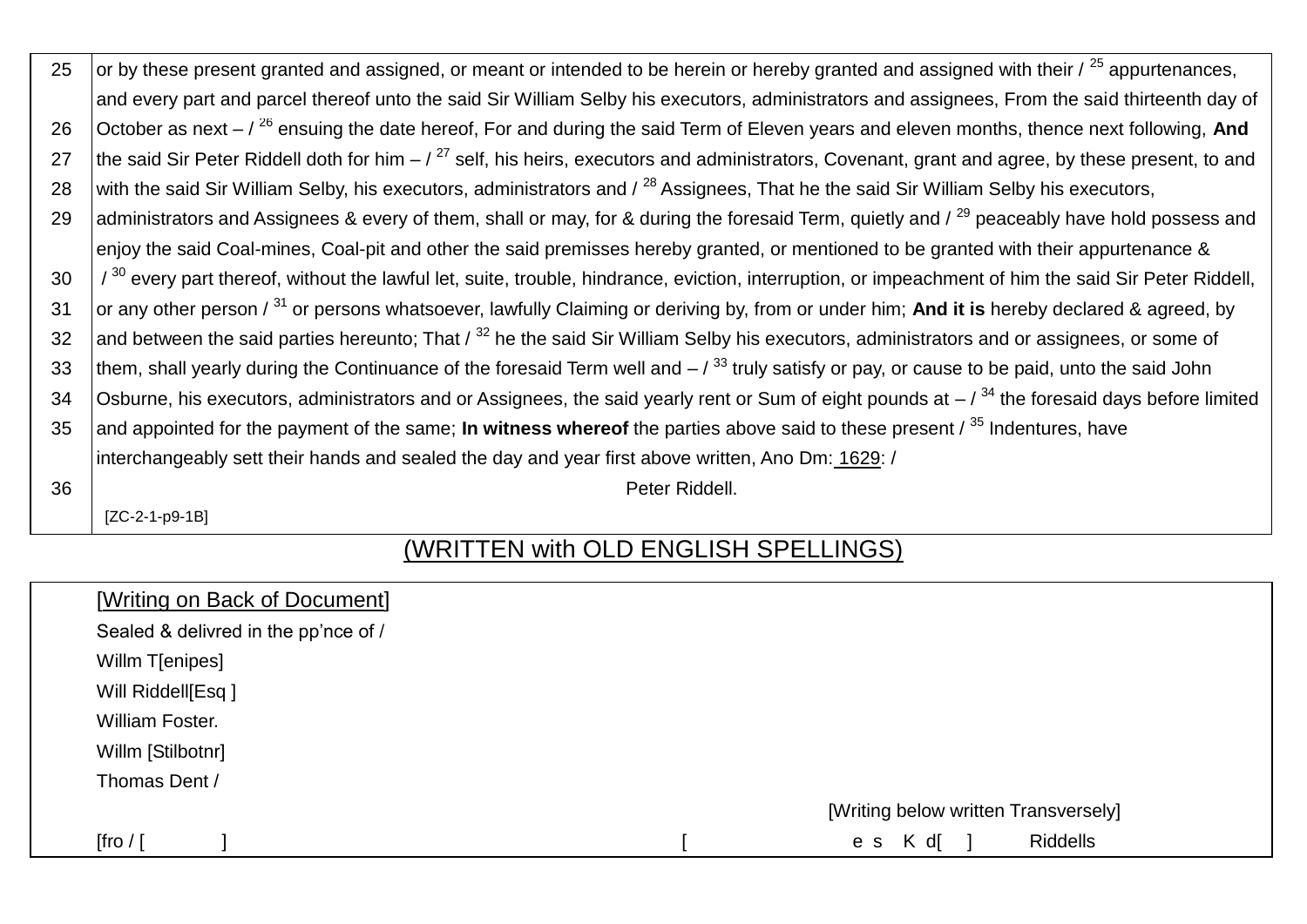| | |
|---|---|
| 25 | or by these present granted and assigned, or meant or intended to be herein or hereby granted and assigned with their / [25] appurtenances, and every part and parcel thereof unto the said Sir William Selby his executors, administrators and assignees, From the said thirteenth day of |
| 26 | October as next – / [26] ensuing the date hereof, For and during the said Term of Eleven years and eleven months, thence next following, **And** |
| 27 | the said Sir Peter Riddell doth for him – / [27] self, his heirs, executors and administrators, Covenant, grant and agree, by these present, to and |
| 28 | with the said Sir William Selby, his executors, administrators and / [28] Assignees, That he the said Sir William Selby his executors, |
| 29 | administrators and Assignees & every of them, shall or may, for & during the foresaid Term, quietly and / [29] peaceably have hold possess and enjoy the said Coal-mines, Coal-pit and other the said premisses hereby granted, or mentioned to be granted with their appurtenance & |
| 30 | / [30] every part thereof, without the lawful let, suite, trouble, hindrance, eviction, interruption, or impeachment of him the said Sir Peter Riddell, |
| 31 | or any other person / [31] or persons whatsoever, lawfully Claiming or deriving by, from or under him; **And it is** hereby declared & agreed, by |
| 32 | and between the said parties hereunto; That / [32] he the said Sir William Selby his executors, administrators and or assignees, or some of |
| 33 | them, shall yearly during the Continuance of the foresaid Term well and – / [33] truly satisfy or pay, or cause to be paid, unto the said John |
| 34 | Osburne, his executors, administrators and or Assignees, the said yearly rent or Sum of eight pounds at – / [34] the foresaid days before limited |
| 35 | and appointed for the payment of the same; **In witness whereof** the parties above said to these present / [35] Indentures, have interchangeably sett their hands and sealed the day and year first above written, Ano Dm: 1629: / |
| 36 | Peter Riddell. |
| | [ZC-2-1-p9-1B] |

(WRITTEN with OLD ENGLISH SPELLINGS)

[Writing on Back of Document]

Sealed & delivred in the pp'nce of /
Willm T[enipes]
Will Riddell[Esq ]
William Foster.
Willm [Stilbotnr]
Thomas Dent /

[Writing below written Transversely]

[fro / [ ] [ e s K d[ ] Riddells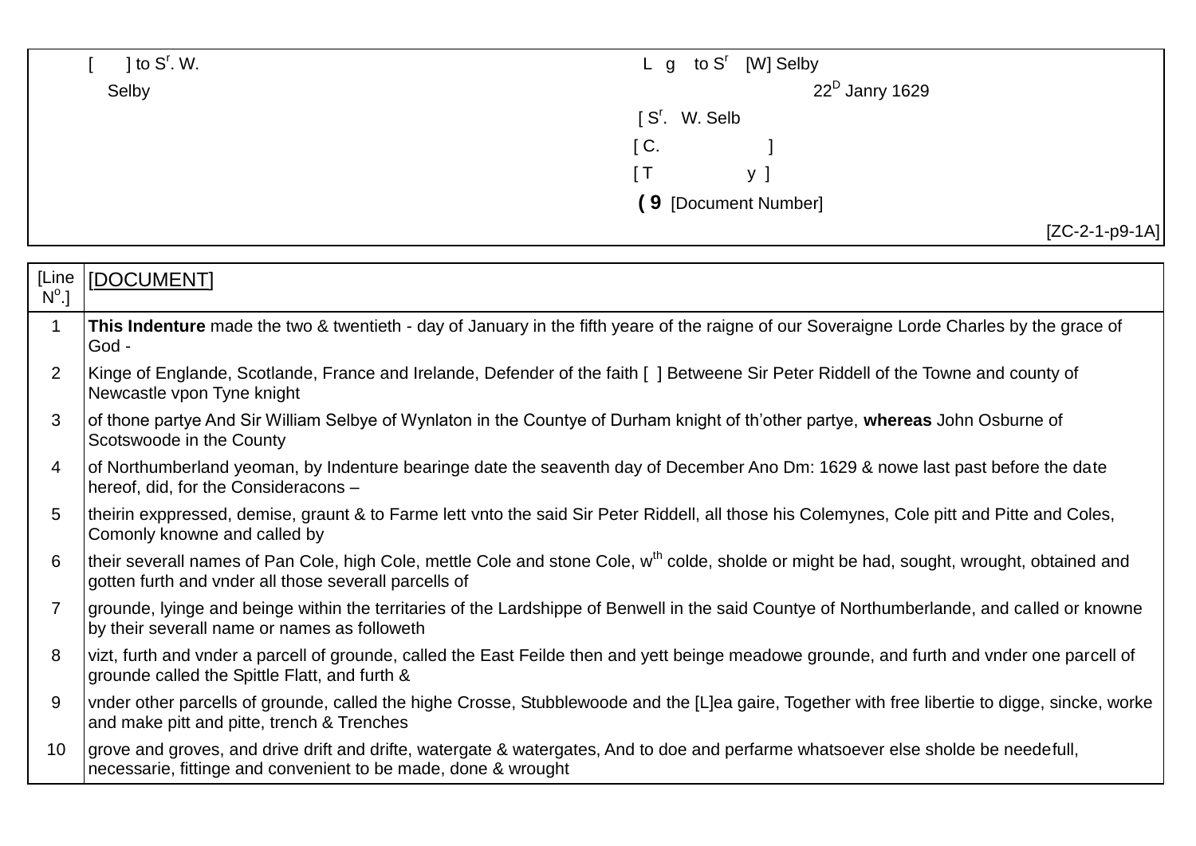| | |
|---|---|
| [ ] to S$^{r}$. W. Selby | L g to S$^{r}$ [W] Selby |
| | 22$^{D}$ Janry 1629 |
| | [ S$^{r}$. W. Selb |
| | [ C. ] |
| | [ T y ] |
| | **( 9** [Document Number] |
| | [ZC-2-1-p9-1A] |

| [Line N$^{o}$.] | [DOCUMENT] |
|---|---|
| 1 | **This Indenture** made the two & twentieth - day of January in the fifth yeare of the raigne of our Soveraigne Lorde Charles by the grace of God - |
| 2 | Kinge of Englande, Scotlande, France and Irelande, Defender of the faith [ ] Betweene Sir Peter Riddell of the Towne and county of Newcastle vpon Tyne knight |
| 3 | of thone partye And Sir William Selbye of Wynlaton in the Countye of Durham knight of th'other partye, **whereas** John Osburne of Scotswoode in the County |
| 4 | of Northumberland yeoman, by Indenture bearinge date the seaventh day of December Ano Dm: 1629 & nowe last past before the date hereof, did, for the Consideracons – |
| 5 | theirin exppressed, demise, graunt & to Farme lett vnto the said Sir Peter Riddell, all those his Colemynes, Cole pitt and Pitte and Coles, Comonly knowne and called by |
| 6 | their severall names of Pan Cole, high Cole, mettle Cole and stone Cole, w$^{th}$ colde, sholde or might be had, sought, wrought, obtained and gotten furth and vnder all those severall parcells of |
| 7 | grounde, lyinge and beinge within the territaries of the Lardshippe of Benwell in the said Countye of Northumberlande, and called or knowne by their severall name or names as followeth |
| 8 | vizt, furth and vnder a parcell of grounde, called the East Feilde then and yett beinge meadowe grounde, and furth and vnder one parcell of grounde called the Spittle Flatt, and furth & |
| 9 | vnder other parcells of grounde, called the highe Crosse, Stubblewoode and the [L]ea gaire, Together with free libertie to digge, sincke, worke and make pitt and pitte, trench & Trenches |
| 10 | grove and groves, and drive drift and drifte, watergate & watergates, And to doe and perfarme whatsoever else sholde be needefull, necessarie, fittinge and convenient to be made, done & wrought |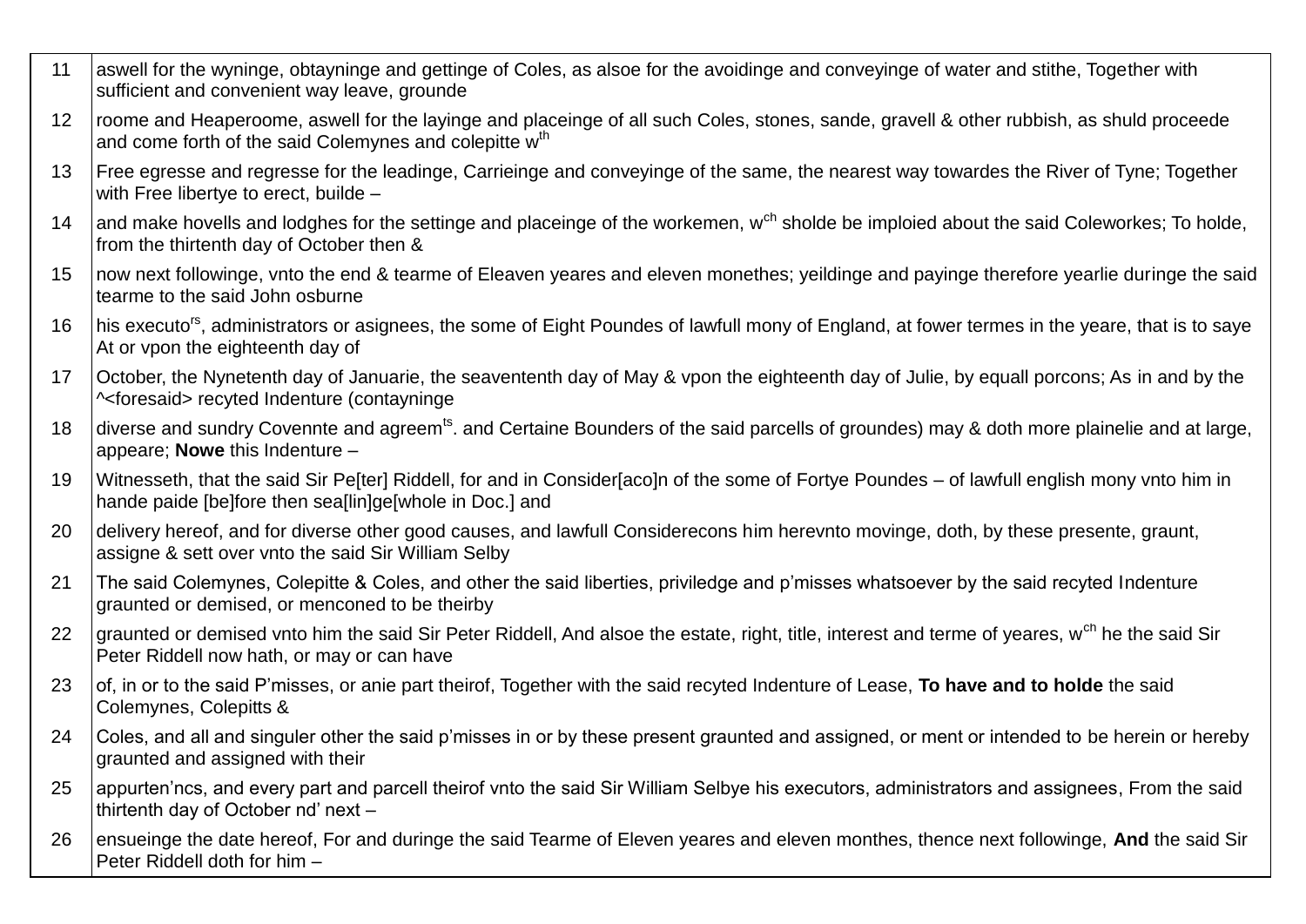| | |
|---|---|
| 11 | aswell for the wyninge, obtayninge and gettinge of Coles, as alsoe for the avoidinge and conveyinge of water and stithe, Together with sufficient and convenient way leave, grounde |
| 12 | roome and Heaperoome, aswell for the layinge and placeinge of all such Coles, stones, sande, gravell & other rubbish, as shuld proceede and come forth of the said Colemynes and colepitte w[th] |
| 13 | Free egresse and regresse for the leadinge, Carrieinge and conveyinge of the same, the nearest way towardes the River of Tyne; Together with Free libertye to erect, builde – |
| 14 | and make hovells and lodghes for the settinge and placeinge of the workemen, w[ch] sholde be imploied about the said Coleworkes; To holde, from the thirtenth day of October then & |
| 15 | now next followinge, vnto the end & tearme of Eleaven yeares and eleven monethes; yeildinge and payinge therefore yearlie duringe the said tearme to the said John osburne |
| 16 | his executo[rs], administrators or asignees, the some of Eight Poundes of lawfull mony of England, at fower termes in the yeare, that is to saye At or vpon the eighteenth day of |
| 17 | October, the Nynetenth day of Januarie, the seavententh day of May & vpon the eighteenth day of Julie, by equall porcons; As in and by the ^<foresaid> recyted Indenture (contayninge |
| 18 | diverse and sundry Covennte and agreem[ts]. and Certaine Bounders of the said parcells of groundes) may & doth more plainelie and at large, appeare; **Nowe** this Indenture – |
| 19 | Witnesseth, that the said Sir Pe[ter] Riddell, for and in Consider[aco]n of the some of Fortye Poundes – of lawfull english mony vnto him in hande paide [be]fore then sea[lin]ge[whole in Doc.] and |
| 20 | delivery hereof, and for diverse other good causes, and lawfull Considerecons him herevnto movinge, doth, by these presente, graunt, assigne & sett over vnto the said Sir William Selby |
| 21 | The said Colemynes, Colepitte & Coles, and other the said liberties, priviledge and p'misses whatsoever by the said recyted Indenture graunted or demised, or menconed to be theirby |
| 22 | graunted or demised vnto him the said Sir Peter Riddell, And alsoe the estate, right, title, interest and terme of yeares, w[ch] he the said Sir Peter Riddell now hath, or may or can have |
| 23 | of, in or to the said P'misses, or anie part theirof, Together with the said recyted Indenture of Lease, **To have and to holde** the said Colemynes, Colepitts & |
| 24 | Coles, and all and singuler other the said p'misses in or by these present graunted and assigned, or ment or intended to be herein or hereby graunted and assigned with their |
| 25 | appurten'ncs, and every part and parcell theirof vnto the said Sir William Selbye his executors, administrators and assignees, From the said thirtenth day of October nd' next – |
| 26 | ensueinge the date hereof, For and duringe the said Tearme of Eleven yeares and eleven monthes, thence next followinge, **And** the said Sir Peter Riddell doth for him – |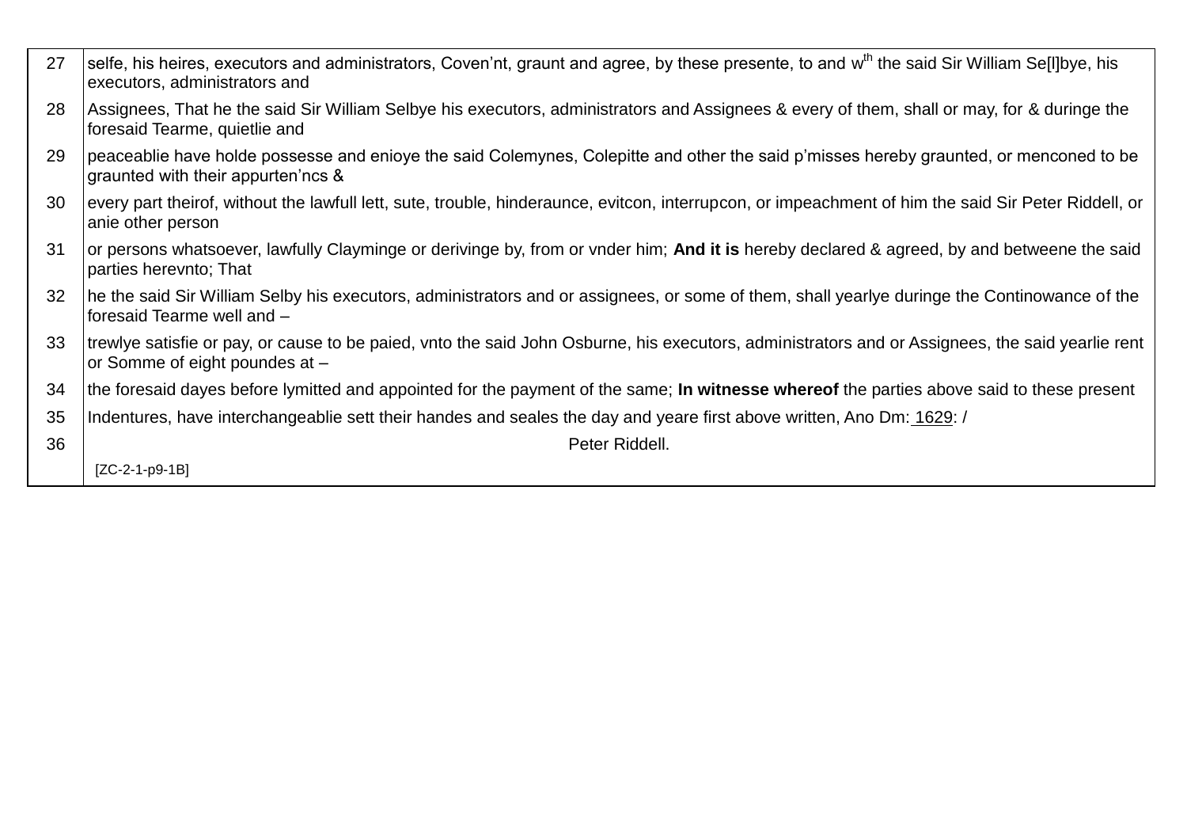| | |
|---|---|
| 27 | selfe, his heires, executors and administrators, Coven'nt, graunt and agree, by these presente, to and w[th] the said Sir William Se[l]bye, his executors, administrators and |
| 28 | Assignees, That he the said Sir William Selbye his executors, administrators and Assignees & every of them, shall or may, for & duringe the foresaid Tearme, quietlie and |
| 29 | peaceablie have holde possesse and enioye the said Colemynes, Colepitte and other the said p'misses hereby graunted, or menconed to be graunted with their appurten'ncs & |
| 30 | every part theirof, without the lawfull lett, sute, trouble, hinderaunce, evitcon, interrupcon, or impeachment of him the said Sir Peter Riddell, or anie other person |
| 31 | or persons whatsoever, lawfully Clayminge or derivinge by, from or vnder him; **And it is** hereby declared & agreed, by and betweene the said parties herevnto; That |
| 32 | he the said Sir William Selby his executors, administrators and or assignees, or some of them, shall yearlye duringe the Continowance of the foresaid Tearme well and – |
| 33 | trewlye satisfie or pay, or cause to be paied, vnto the said John Osburne, his executors, administrators and or Assignees, the said yearlie rent or Somme of eight poundes at – |
| 34 | the foresaid dayes before lymitted and appointed for the payment of the same; **In witnesse whereof** the parties above said to these present |
| 35 | Indentures, have interchangeablie sett their handes and seales the day and yeare first above written, Ano Dm: 1629: / |
| 36 | Peter Riddell. |
| | [ZC-2-1-p9-1B] |